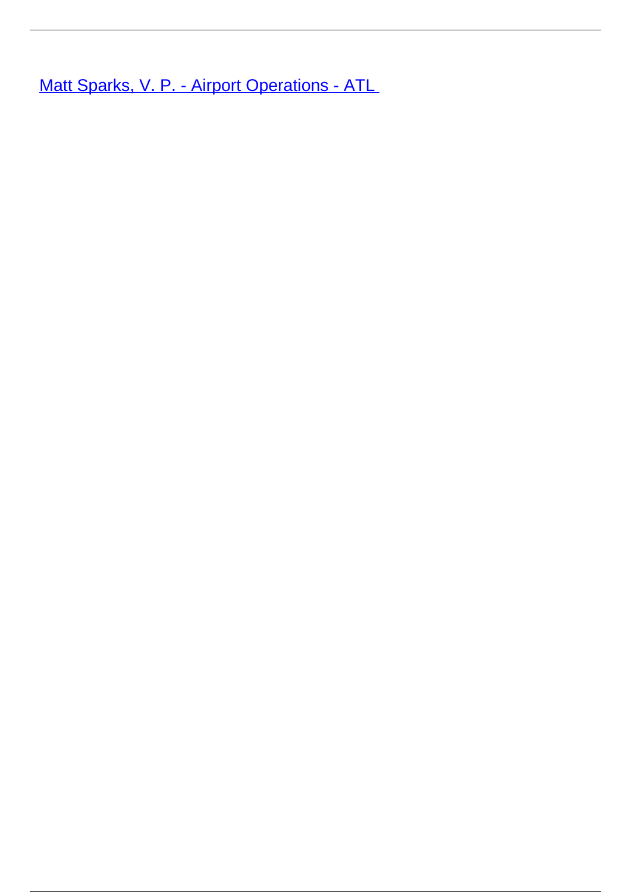Matt Sparks, V. P. - Airport Operations - ATL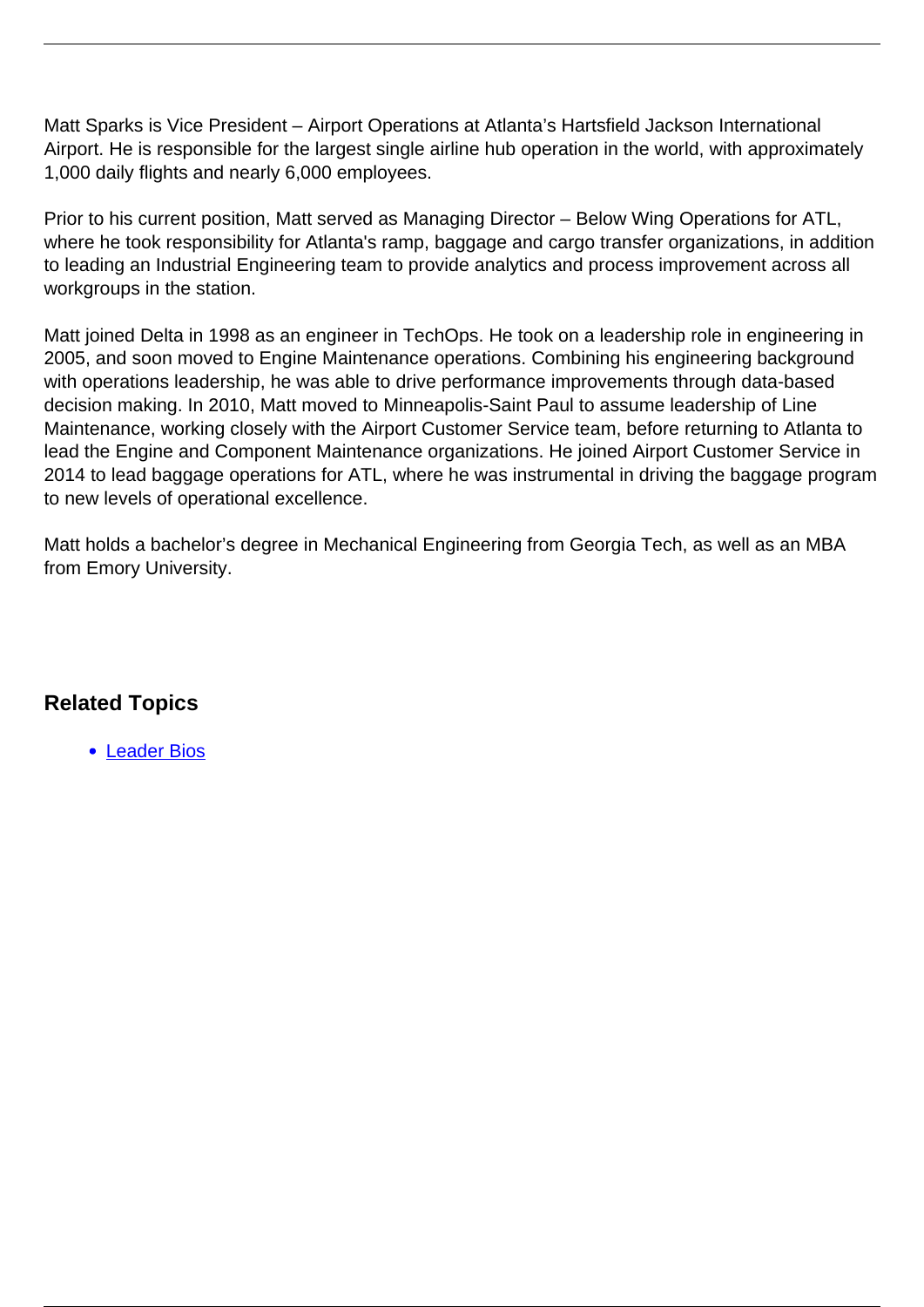Matt Sparks is Vice President – Airport Operations at Atlanta's Hartsfield Jackson International Airport. He is responsible for the largest single airline hub operation in the world, with approximately 1,000 daily flights and nearly 6,000 employees.

Prior to his current position, Matt served as Managing Director – Below Wing Operations for ATL, where he took responsibility for Atlanta's ramp, baggage and cargo transfer organizations, in addition to leading an Industrial Engineering team to provide analytics and process improvement across all workgroups in the station.

Matt joined Delta in 1998 as an engineer in TechOps. He took on a leadership role in engineering in 2005, and soon moved to Engine Maintenance operations. Combining his engineering background with operations leadership, he was able to drive performance improvements through data-based decision making. In 2010, Matt moved to Minneapolis-Saint Paul to assume leadership of Line Maintenance, working closely with the Airport Customer Service team, before returning to Atlanta to lead the Engine and Component Maintenance organizations. He joined Airport Customer Service in 2014 to lead baggage operations for ATL, where he was instrumental in driving the baggage program to new levels of operational excellence.

Matt holds a bachelor's degree in Mechanical Engineering from Georgia Tech, as well as an MBA from Emory University.

### Related Topics

- Leader Bios